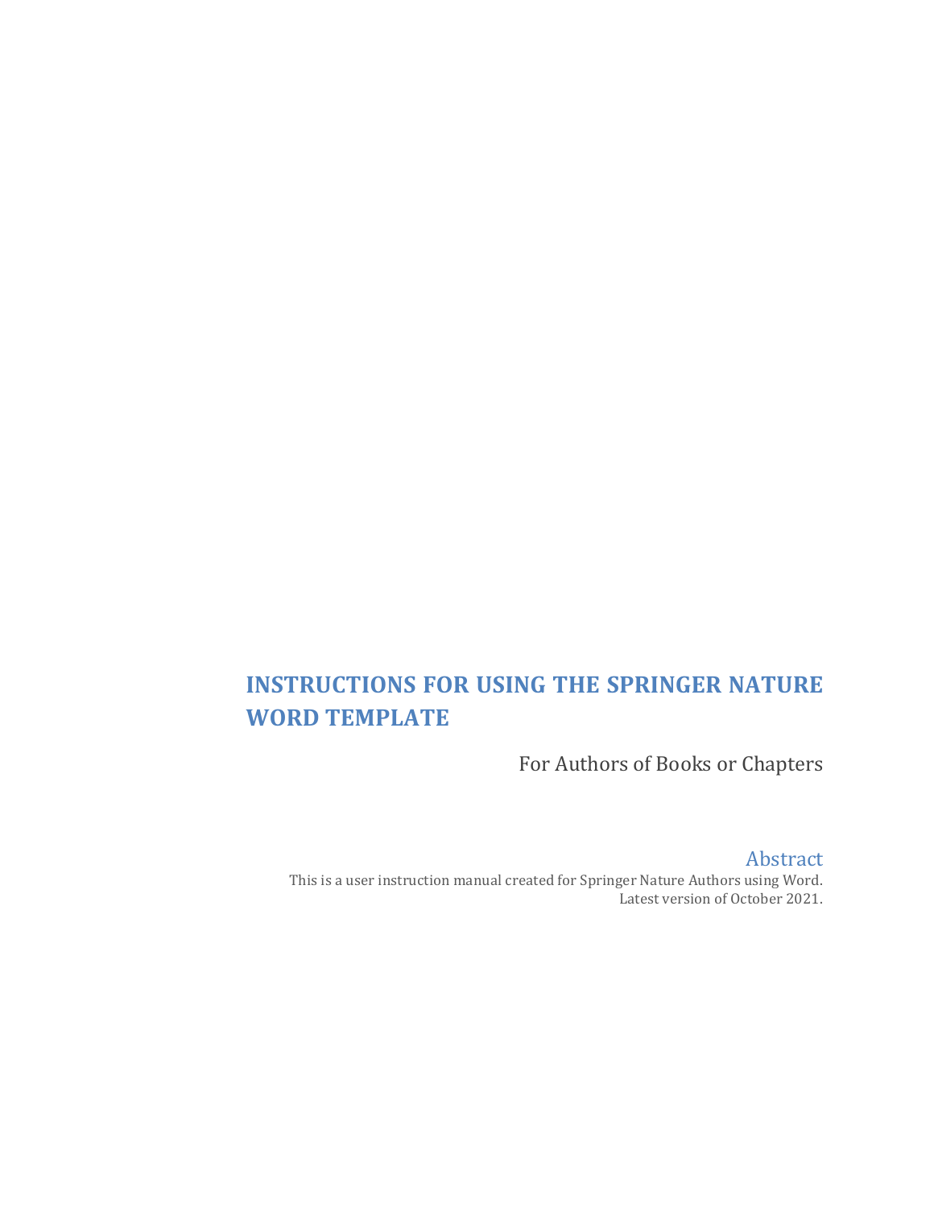# INSTRUCTIONS FOR USING THE SPRINGER NATURE WORD TEMPLATE

For Authors of Books or Chapters

## Abstract

This is a user instruction manual created for Springer Nature Authors using Word.
Latest version of October 2021.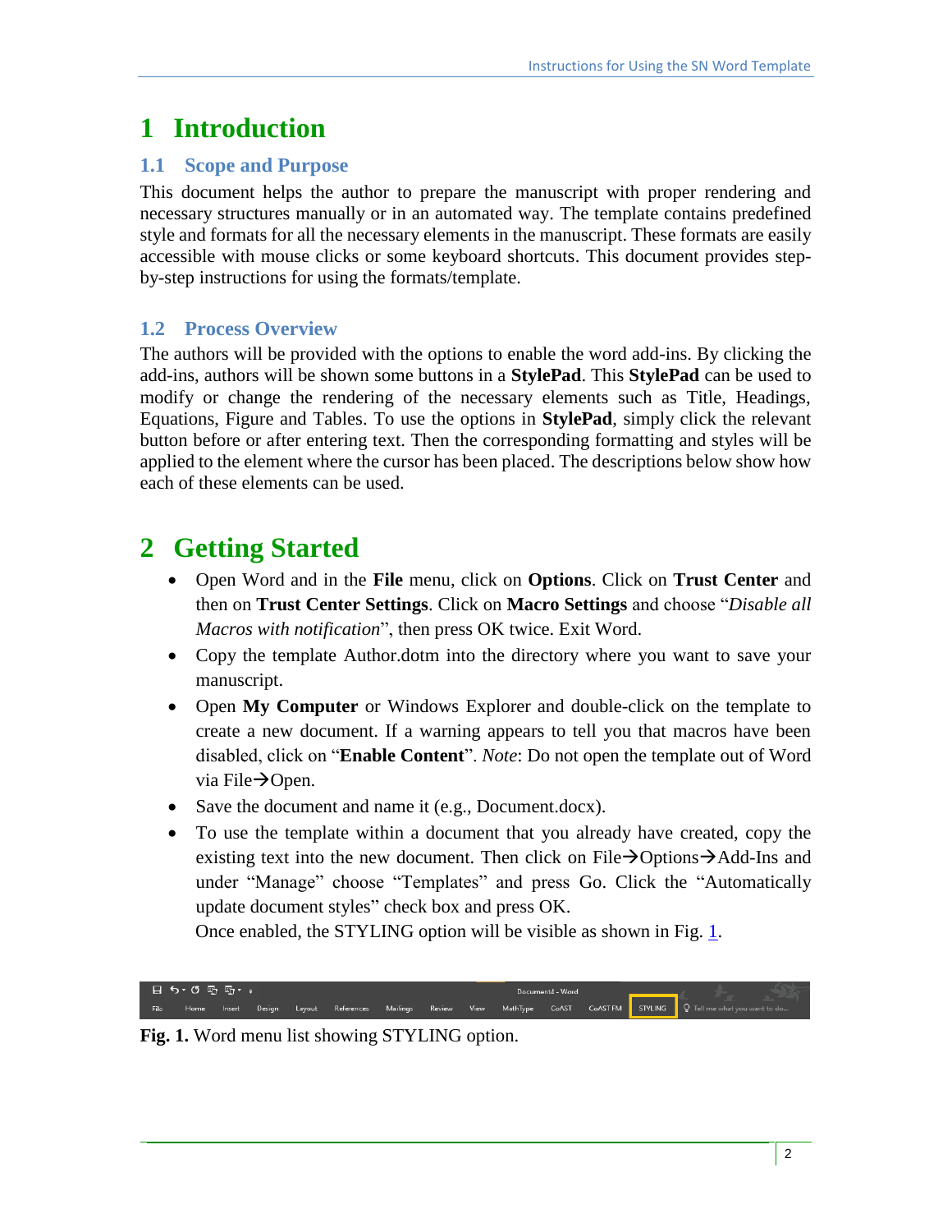# 1 Introduction

## 1.1 Scope and Purpose

This document helps the author to prepare the manuscript with proper rendering and necessary structures manually or in an automated way. The template contains predefined style and formats for all the necessary elements in the manuscript. These formats are easily accessible with mouse clicks or some keyboard shortcuts. This document provides step-by-step instructions for using the formats/template.

## 1.2 Process Overview

The authors will be provided with the options to enable the word add-ins. By clicking the add-ins, authors will be shown some buttons in a **StylePad**. This **StylePad** can be used to modify or change the rendering of the necessary elements such as Title, Headings, Equations, Figure and Tables. To use the options in **StylePad**, simply click the relevant button before or after entering text. Then the corresponding formatting and styles will be applied to the element where the cursor has been placed. The descriptions below show how each of these elements can be used.

# 2 Getting Started

- Open Word and in the **File** menu, click on **Options**. Click on **Trust Center** and then on **Trust Center Settings**. Click on **Macro Settings** and choose "*Disable all Macros with notification*", then press OK twice. Exit Word.
- Copy the template Author.dotm into the directory where you want to save your manuscript.
- Open **My Computer** or Windows Explorer and double-click on the template to create a new document. If a warning appears to tell you that macros have been disabled, click on "**Enable Content**". *Note*: Do not open the template out of Word via File→Open.
- Save the document and name it (e.g., Document.docx).
- To use the template within a document that you already have created, copy the existing text into the new document. Then click on File→Options→Add-Ins and under "Manage" choose "Templates" and press Go. Click the "Automatically update document styles" check box and press OK.

  Once enabled, the STYLING option will be visible as shown in Fig. 1.

**Fig. 1.** Word menu list showing STYLING option.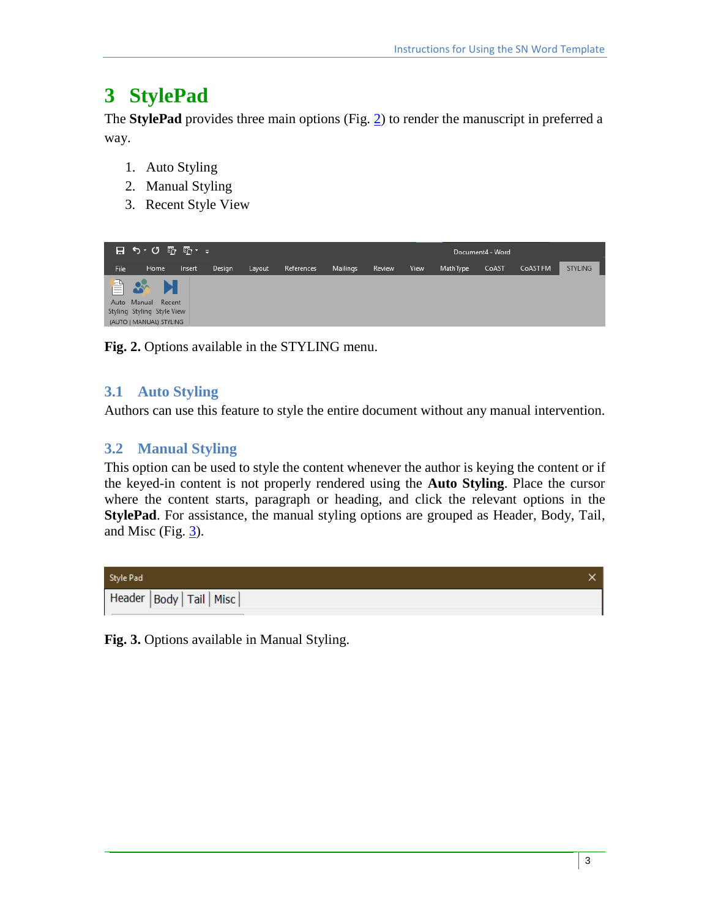# 3 StylePad

The **StylePad** provides three main options (Fig. 2) to render the manuscript in preferred a way.

1. Auto Styling
2. Manual Styling
3. Recent Style View

**Fig. 2.** Options available in the STYLING menu.

## 3.1 Auto Styling

Authors can use this feature to style the entire document without any manual intervention.

## 3.2 Manual Styling

This option can be used to style the content whenever the author is keying the content or if the keyed-in content is not properly rendered using the **Auto Styling**. Place the cursor where the content starts, paragraph or heading, and click the relevant options in the **StylePad**. For assistance, the manual styling options are grouped as Header, Body, Tail, and Misc (Fig. 3).

**Fig. 3.** Options available in Manual Styling.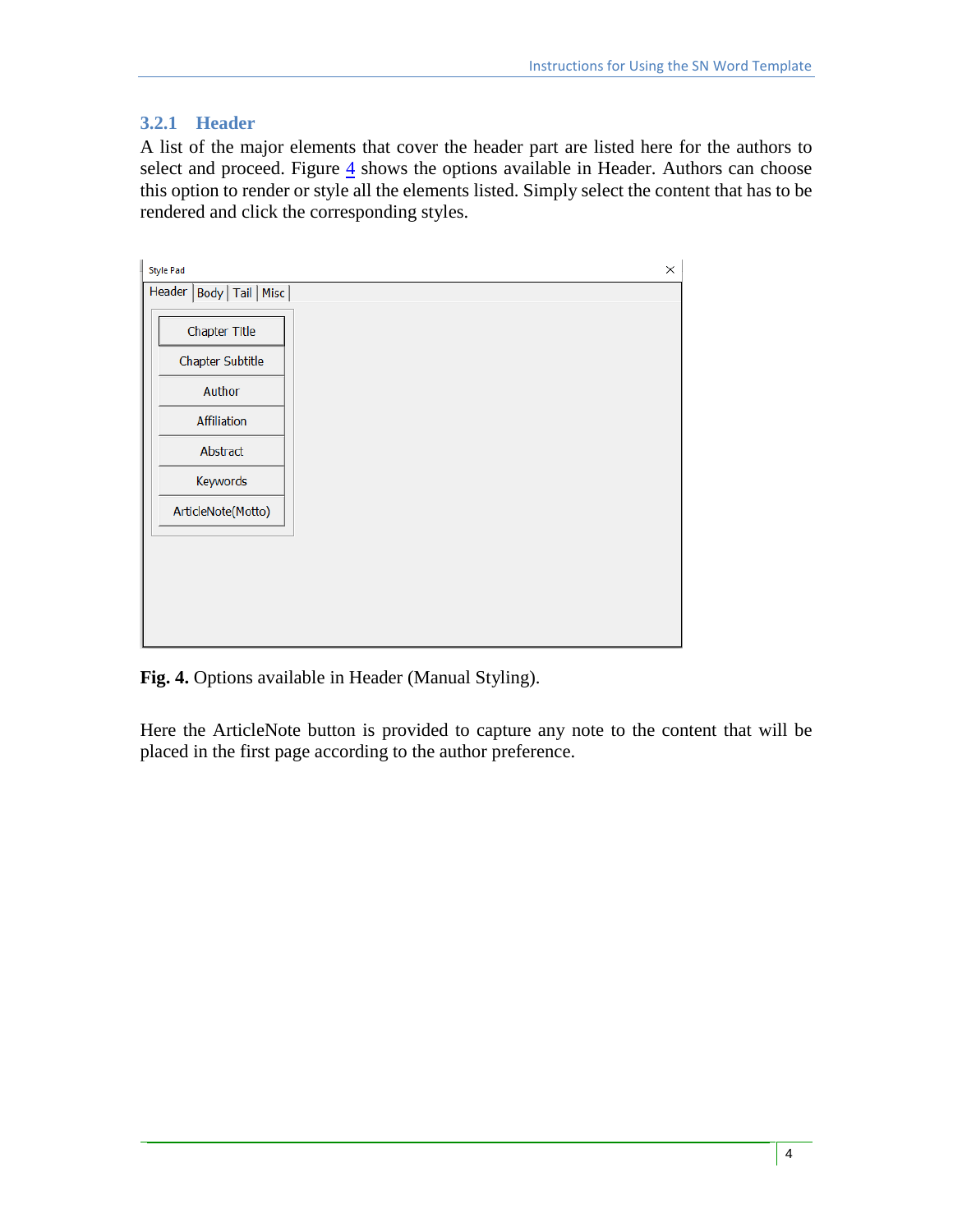### 3.2.1 Header

A list of the major elements that cover the header part are listed here for the authors to select and proceed. Figure 4 shows the options available in Header. Authors can choose this option to render or style all the elements listed. Simply select the content that has to be rendered and click the corresponding styles.

**Fig. 4.** Options available in Header (Manual Styling).

Here the ArticleNote button is provided to capture any note to the content that will be placed in the first page according to the author preference.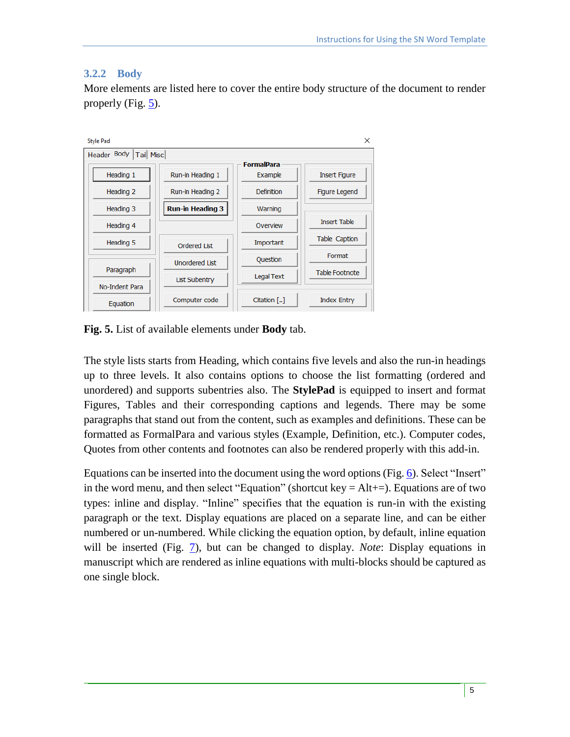### 3.2.2 Body

More elements are listed here to cover the entire body structure of the document to render properly (Fig. 5).

**Fig. 5.** List of available elements under **Body** tab.

The style lists starts from Heading, which contains five levels and also the run-in headings up to three levels. It also contains options to choose the list formatting (ordered and unordered) and supports subentries also. The **StylePad** is equipped to insert and format Figures, Tables and their corresponding captions and legends. There may be some paragraphs that stand out from the content, such as examples and definitions. These can be formatted as FormalPara and various styles (Example, Definition, etc.). Computer codes, Quotes from other contents and footnotes can also be rendered properly with this add-in.

Equations can be inserted into the document using the word options (Fig. 6). Select "Insert" in the word menu, and then select "Equation" (shortcut key = Alt+=). Equations are of two types: inline and display. "Inline" specifies that the equation is run-in with the existing paragraph or the text. Display equations are placed on a separate line, and can be either numbered or un-numbered. While clicking the equation option, by default, inline equation will be inserted (Fig. 7), but can be changed to display. *Note*: Display equations in manuscript which are rendered as inline equations with multi-blocks should be captured as one single block.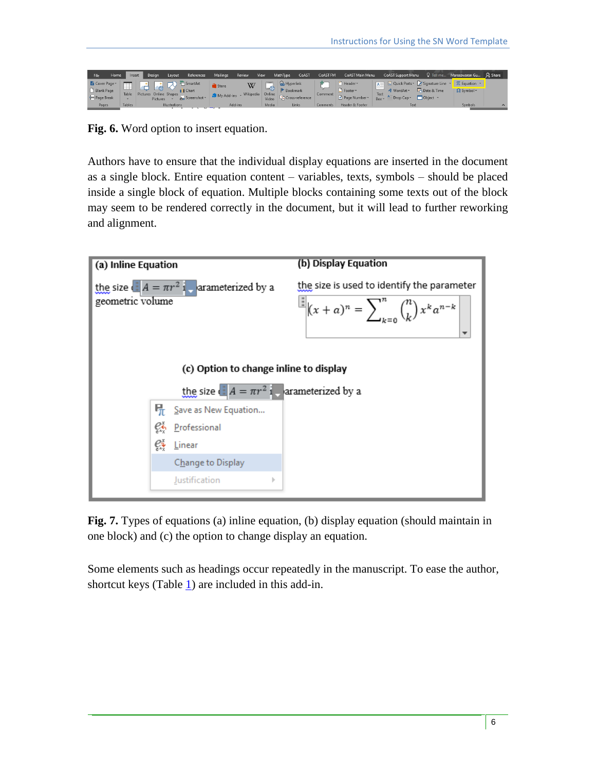**Fig. 6.** Word option to insert equation.

Authors have to ensure that the individual display equations are inserted in the document as a single block. Entire equation content – variables, texts, symbols – should be placed inside a single block of equation. Multiple blocks containing some texts out of the block may seem to be rendered correctly in the document, but it will lead to further reworking and alignment.

**Fig. 7.** Types of equations (a) inline equation, (b) display equation (should maintain in one block) and (c) the option to change display an equation.

Some elements such as headings occur repeatedly in the manuscript. To ease the author, shortcut keys (Table 1) are included in this add-in.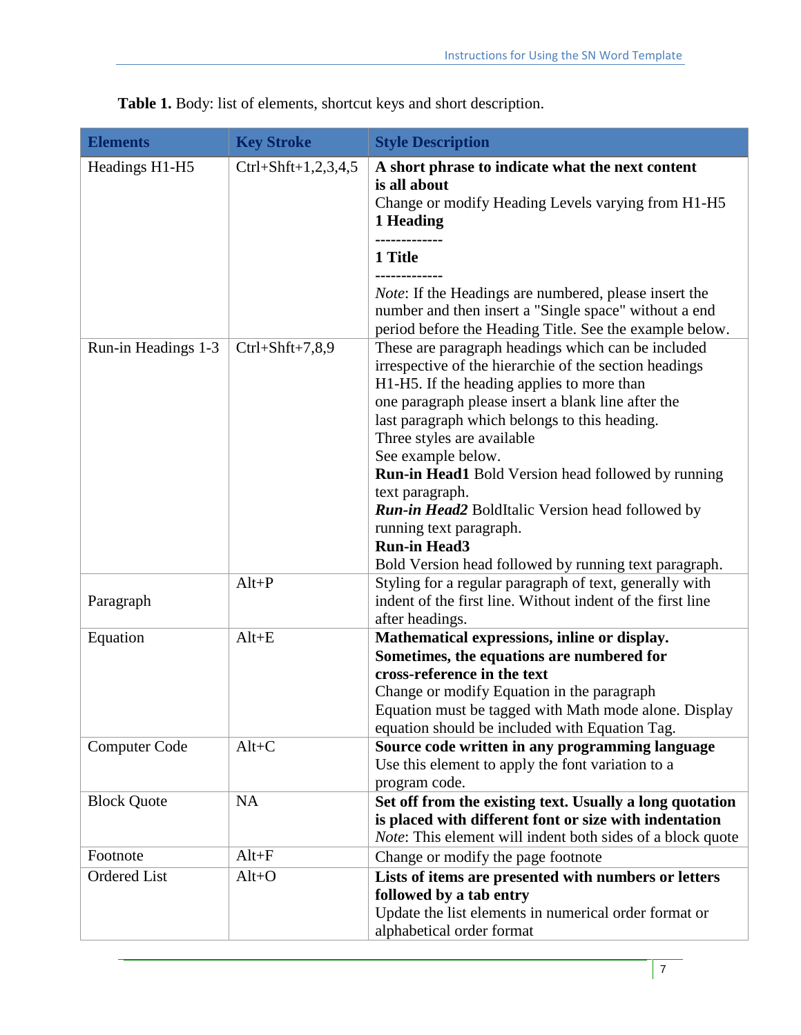**Table 1.** Body: list of elements, shortcut keys and short description.

| Elements | Key Stroke | Style Description |
| --- | --- | --- |
| Headings H1-H5 | Ctrl+Shft+1,2,3,4,5 | **A short phrase to indicate what the next content is all about** <br> Change or modify Heading Levels varying from H1-H5 <br> **1 Heading** <br> **-------------** <br> **1 Title** <br> **-------------** <br> *Note*: If the Headings are numbered, please insert the number and then insert a "Single space" without a end period before the Heading Title. See the example below. |
| Run-in Headings 1-3 | Ctrl+Shft+7,8,9 | These are paragraph headings which can be included irrespective of the hierarchie of the section headings H1-H5. If the heading applies to more than one paragraph please insert a blank line after the last paragraph which belongs to this heading. <br> Three styles are available <br> See example below. <br> **Run-in Head1** Bold Version head followed by running text paragraph. <br> ***Run-in Head2*** BoldItalic Version head followed by running text paragraph. <br> **Run-in Head3** <br> Bold Version head followed by running text paragraph. |
| Paragraph | Alt+P | Styling for a regular paragraph of text, generally with indent of the first line. Without indent of the first line after headings. |
| Equation | Alt+E | **Mathematical expressions, inline or display. Sometimes, the equations are numbered for cross-reference in the text** <br> Change or modify Equation in the paragraph <br> Equation must be tagged with Math mode alone. Display equation should be included with Equation Tag. |
| Computer Code | Alt+C | **Source code written in any programming language** <br> Use this element to apply the font variation to a program code. |
| Block Quote | NA | **Set off from the existing text. Usually a long quotation is placed with different font or size with indentation** <br> *Note*: This element will indent both sides of a block quote |
| Footnote | Alt+F | Change or modify the page footnote |
| Ordered List | Alt+O | **Lists of items are presented with numbers or letters followed by a tab entry** <br> Update the list elements in numerical order format or alphabetical order format |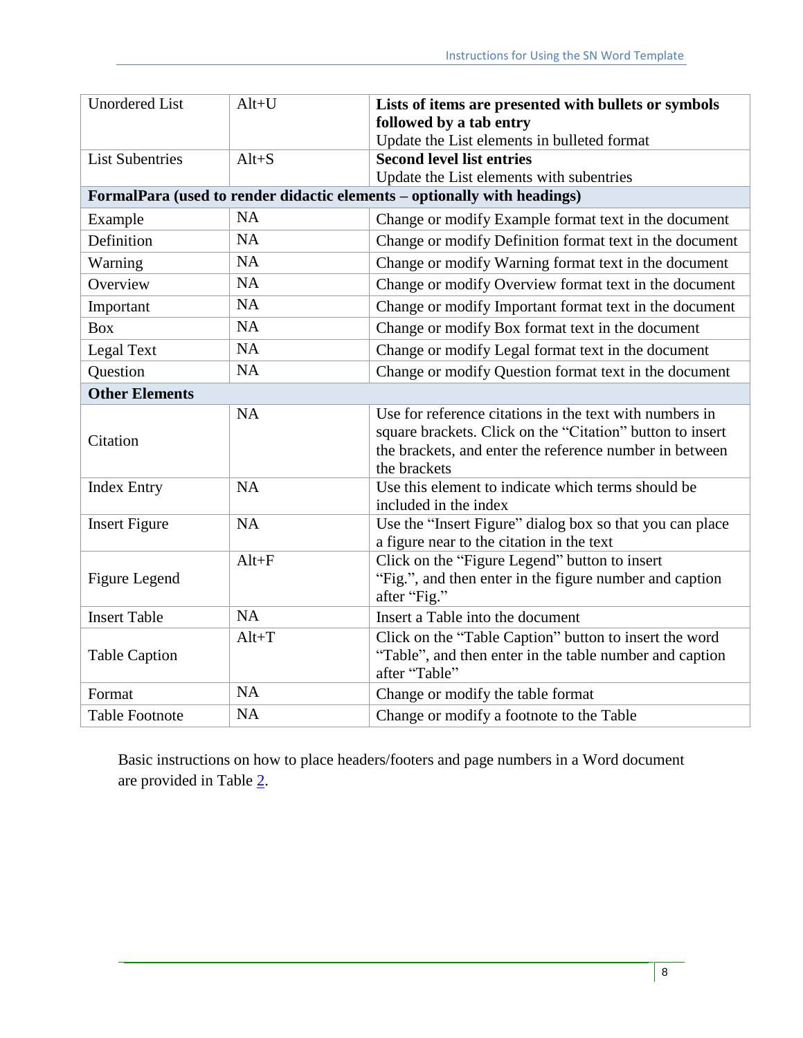| | | |
|---|---|---|
| Unordered List | Alt+U | **Lists of items are presented with bullets or symbols followed by a tab entry** Update the List elements in bulleted format |
| List Subentries | Alt+S | **Second level list entries** Update the List elements with subentries |
| **FormalPara (used to render didactic elements – optionally with headings)** | | |
| Example | NA | Change or modify Example format text in the document |
| Definition | NA | Change or modify Definition format text in the document |
| Warning | NA | Change or modify Warning format text in the document |
| Overview | NA | Change or modify Overview format text in the document |
| Important | NA | Change or modify Important format text in the document |
| Box | NA | Change or modify Box format text in the document |
| Legal Text | NA | Change or modify Legal format text in the document |
| Question | NA | Change or modify Question format text in the document |
| **Other Elements** | | |
| Citation | NA | Use for reference citations in the text with numbers in square brackets. Click on the "Citation" button to insert the brackets, and enter the reference number in between the brackets |
| Index Entry | NA | Use this element to indicate which terms should be included in the index |
| Insert Figure | NA | Use the "Insert Figure" dialog box so that you can place a figure near to the citation in the text |
| Figure Legend | Alt+F | Click on the "Figure Legend" button to insert "Fig.", and then enter in the figure number and caption after "Fig." |
| Insert Table | NA | Insert a Table into the document |
| Table Caption | Alt+T | Click on the "Table Caption" button to insert the word "Table", and then enter in the table number and caption after "Table" |
| Format | NA | Change or modify the table format |
| Table Footnote | NA | Change or modify a footnote to the Table |

Basic instructions on how to place headers/footers and page numbers in a Word document are provided in Table 2.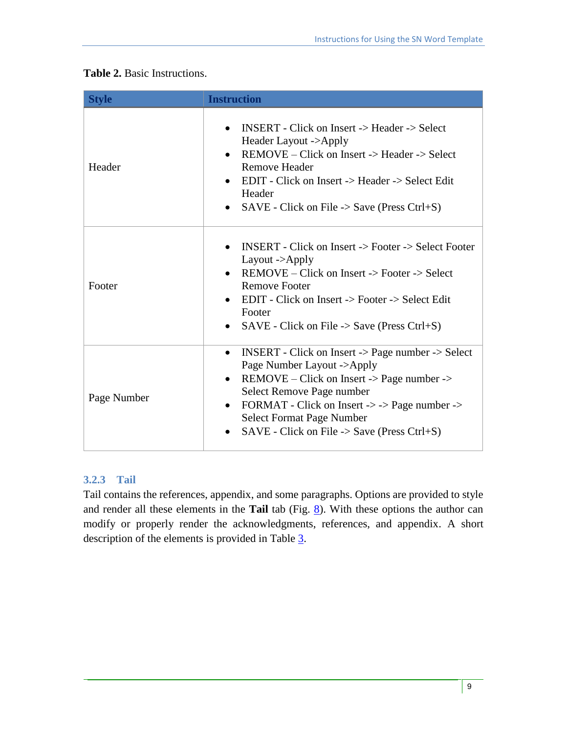**Table 2.** Basic Instructions.

| Style | Instruction |
|---|---|
| Header | • INSERT - Click on Insert -> Header -> Select Header Layout ->Apply<br>• REMOVE – Click on Insert -> Header -> Select Remove Header<br>• EDIT - Click on Insert -> Header -> Select Edit Header<br>• SAVE - Click on File -> Save (Press Ctrl+S) |
| Footer | • INSERT - Click on Insert -> Footer -> Select Footer Layout ->Apply<br>• REMOVE – Click on Insert -> Footer -> Select Remove Footer<br>• EDIT - Click on Insert -> Footer -> Select Edit Footer<br>• SAVE - Click on File -> Save (Press Ctrl+S) |
| Page Number | • INSERT - Click on Insert -> Page number -> Select Page Number Layout ->Apply<br>• REMOVE – Click on Insert -> Page number -> Select Remove Page number<br>• FORMAT - Click on Insert -> -> Page number -> Select Format Page Number<br>• SAVE - Click on File -> Save (Press Ctrl+S) |

### 3.2.3 Tail

Tail contains the references, appendix, and some paragraphs. Options are provided to style and render all these elements in the **Tail** tab (Fig. 8). With these options the author can modify or properly render the acknowledgments, references, and appendix. A short description of the elements is provided in Table 3.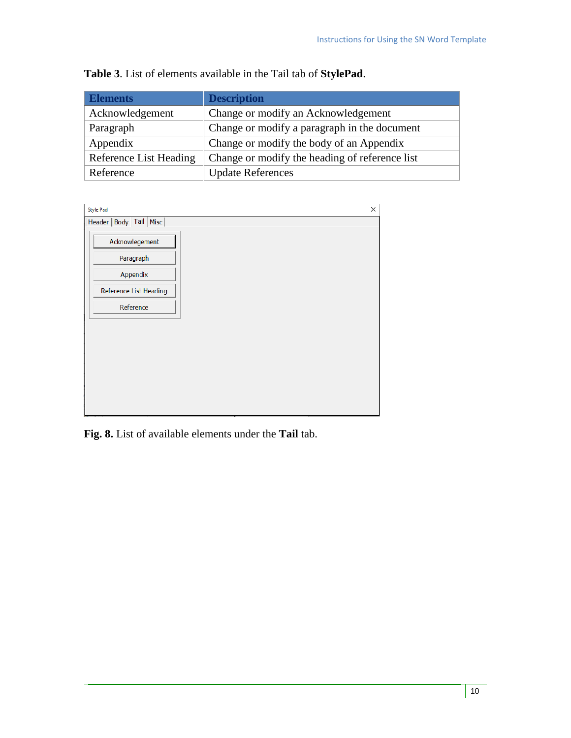**Table 3**. List of elements available in the Tail tab of **StylePad**.

| Elements | Description |
|---|---|
| Acknowledgement | Change or modify an Acknowledgement |
| Paragraph | Change or modify a paragraph in the document |
| Appendix | Change or modify the body of an Appendix |
| Reference List Heading | Change or modify the heading of reference list |
| Reference | Update References |

**Fig. 8.** List of available elements under the **Tail** tab.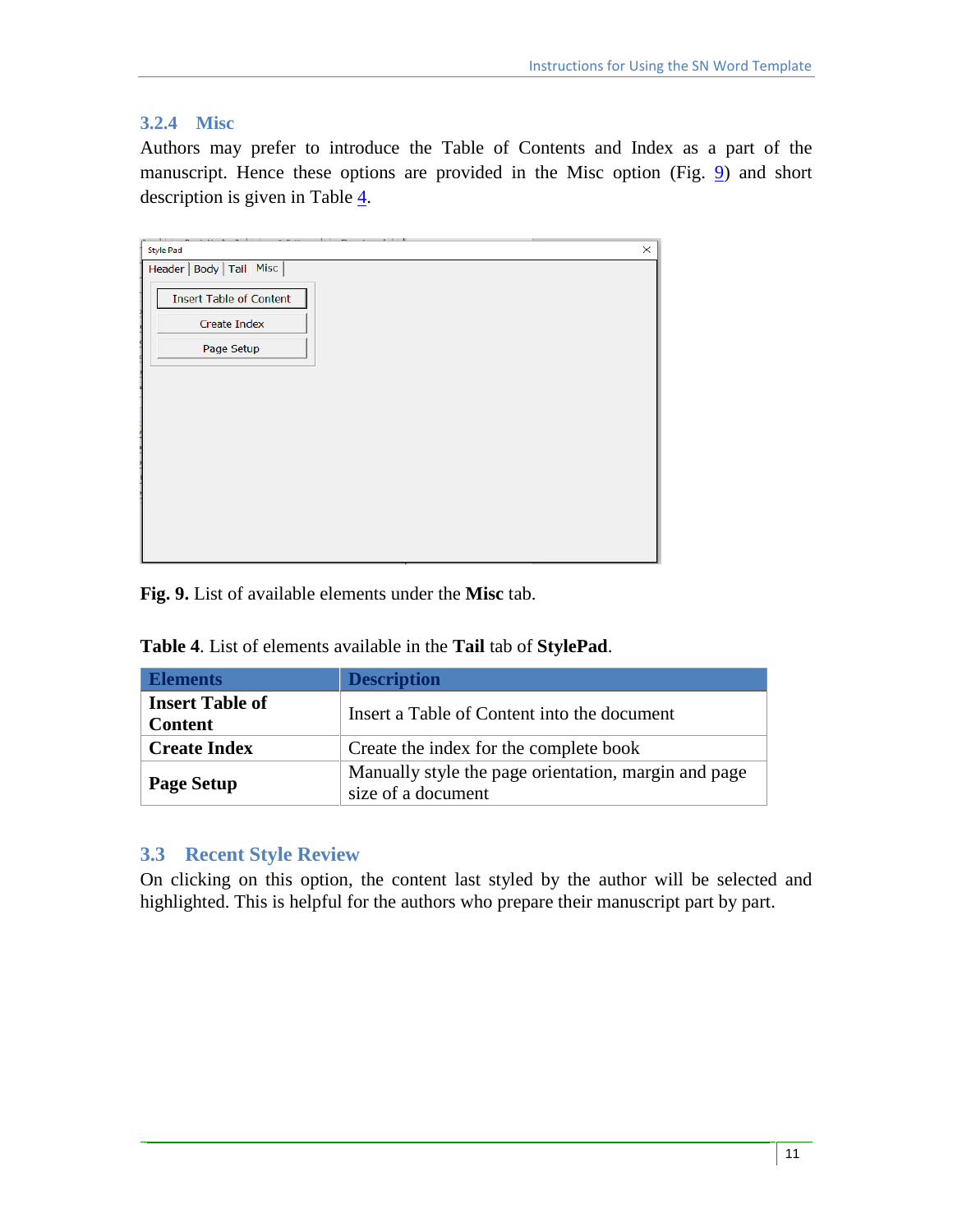### 3.2.4 Misc

Authors may prefer to introduce the Table of Contents and Index as a part of the manuscript. Hence these options are provided in the Misc option (Fig. 9) and short description is given in Table 4.

**Fig. 9.** List of available elements under the **Misc** tab.

**Table 4**. List of elements available in the **Tail** tab of **StylePad**.

| Elements | Description |
|---|---|
| **Insert Table of Content** | Insert a Table of Content into the document |
| **Create Index** | Create the index for the complete book |
| **Page Setup** | Manually style the page orientation, margin and page size of a document |

## 3.3 Recent Style Review

On clicking on this option, the content last styled by the author will be selected and highlighted. This is helpful for the authors who prepare their manuscript part by part.